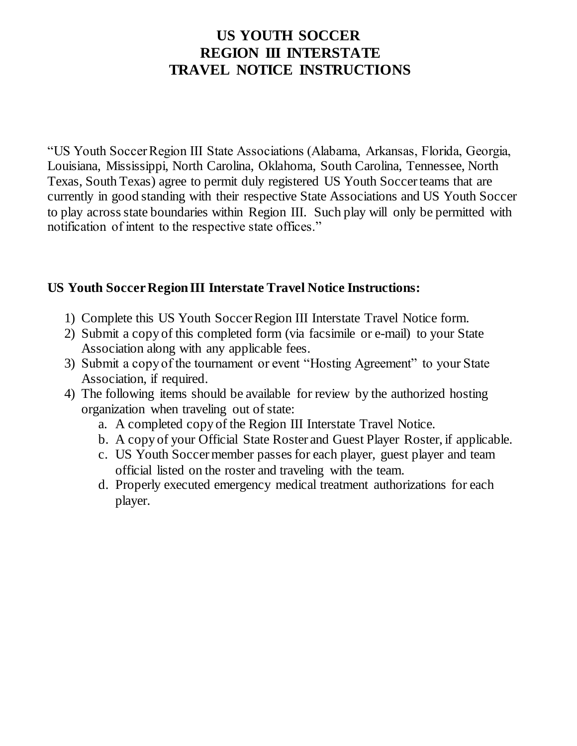# US YOUTH SOCCER
# REGION III INTERSTATE
# TRAVEL NOTICE INSTRUCTIONS

"US Youth Soccer Region III State Associations (Alabama, Arkansas, Florida, Georgia, Louisiana, Mississippi, North Carolina, Oklahoma, South Carolina, Tennessee, North Texas, South Texas) agree to permit duly registered US Youth Soccer teams that are currently in good standing with their respective State Associations and US Youth Soccer to play across state boundaries within Region III. Such play will only be permitted with notification of intent to the respective state offices."

## US Youth Soccer Region III Interstate Travel Notice Instructions:

1) Complete this US Youth Soccer Region III Interstate Travel Notice form.
2) Submit a copy of this completed form (via facsimile or e-mail) to your State Association along with any applicable fees.
3) Submit a copy of the tournament or event "Hosting Agreement" to your State Association, if required.
4) The following items should be available for review by the authorized hosting organization when traveling out of state:
   a. A completed copy of the Region III Interstate Travel Notice.
   b. A copy of your Official State Roster and Guest Player Roster, if applicable.
   c. US Youth Soccer member passes for each player, guest player and team official listed on the roster and traveling with the team.
   d. Properly executed emergency medical treatment authorizations for each player.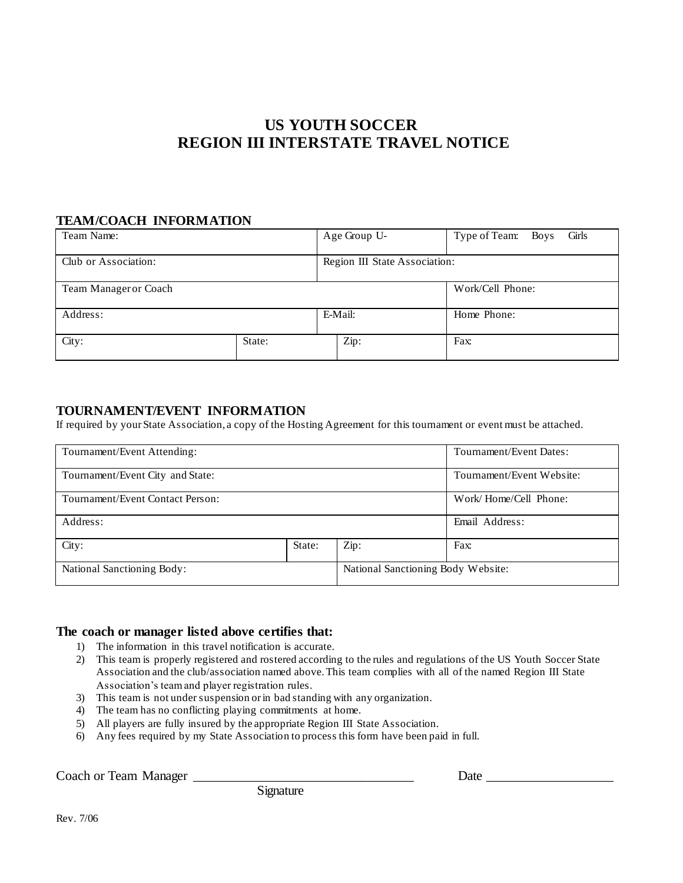# US YOUTH SOCCER
# REGION III INTERSTATE TRAVEL NOTICE

## TEAM/COACH INFORMATION

| | | | |
|---|---|---|---|
| Team Name: | | Age Group U- | Type of Team: Boys Girls |
| Club or Association: | | Region III State Association: | |
| Team Manager or Coach | | | Work/Cell Phone: |
| Address: | | E-Mail: | Home Phone: |
| City: | State: | Zip: | Fax: |

## TOURNAMENT/EVENT INFORMATION

If required by your State Association, a copy of the Hosting Agreement for this tournament or event must be attached.

| | | | |
|---|---|---|---|
| Tournament/Event Attending: | | | Tournament/Event Dates: |
| Tournament/Event City and State: | | | Tournament/Event Website: |
| Tournament/Event Contact Person: | | | Work/ Home/Cell Phone: |
| Address: | | | Email Address: |
| City: | State: | Zip: | Fax: |
| National Sanctioning Body: | | National Sanctioning Body Website: | |

### The coach or manager listed above certifies that:

1) The information in this travel notification is accurate.
2) This team is properly registered and rostered according to the rules and regulations of the US Youth Soccer State Association and the club/association named above. This team complies with all of the named Region III State Association's team and player registration rules.
3) This team is not under suspension or in bad standing with any organization.
4) The team has no conflicting playing commitments at home.
5) All players are fully insured by the appropriate Region III State Association.
6) Any fees required by my State Association to process this form have been paid in full.

Coach or Team Manager ___________________________________ Date ___________________

Signature

Rev. 7/06